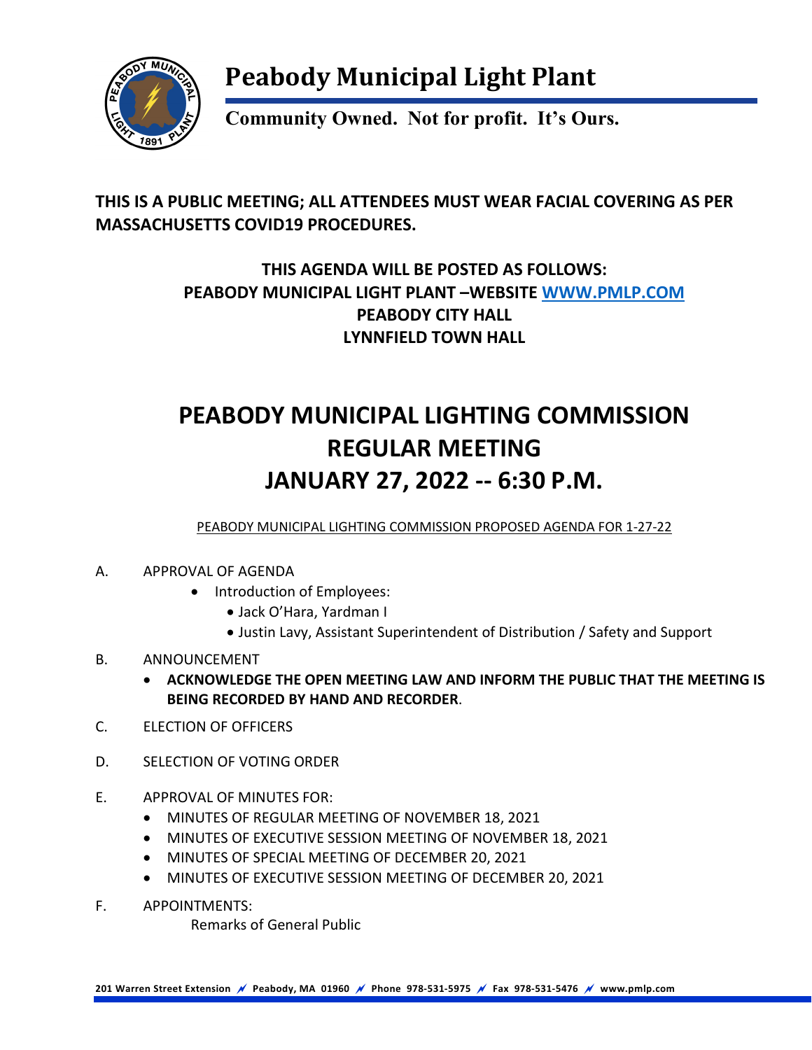# Peabody Municipal Light Plant

**Community Owned. Not for profit. It's Ours.**

**THIS IS A PUBLIC MEETING; ALL ATTENDEES MUST WEAR FACIAL COVERING AS PER MASSACHUSETTS COVID19 PROCEDURES.**

**THIS AGENDA WILL BE POSTED AS FOLLOWS:**
**PEABODY MUNICIPAL LIGHT PLANT –WEBSITE WWW.PMLP.COM**
**PEABODY CITY HALL**
**LYNNFIELD TOWN HALL**

## PEABODY MUNICIPAL LIGHTING COMMISSION REGULAR MEETING JANUARY 27, 2022 -- 6:30 P.M.

PEABODY MUNICIPAL LIGHTING COMMISSION PROPOSED AGENDA FOR 1-27-22

A. APPROVAL OF AGENDA
   - Introduction of Employees:
     - Jack O'Hara, Yardman I
     - Justin Lavy, Assistant Superintendent of Distribution / Safety and Support

B. ANNOUNCEMENT
   - **ACKNOWLEDGE THE OPEN MEETING LAW AND INFORM THE PUBLIC THAT THE MEETING IS BEING RECORDED BY HAND AND RECORDER**.

C. ELECTION OF OFFICERS

D. SELECTION OF VOTING ORDER

E. APPROVAL OF MINUTES FOR:
   - MINUTES OF REGULAR MEETING OF NOVEMBER 18, 2021
   - MINUTES OF EXECUTIVE SESSION MEETING OF NOVEMBER 18, 2021
   - MINUTES OF SPECIAL MEETING OF DECEMBER 20, 2021
   - MINUTES OF EXECUTIVE SESSION MEETING OF DECEMBER 20, 2021

F. APPOINTMENTS:
   Remarks of General Public

201 Warren Street Extension · Peabody, MA 01960 · Phone 978-531-5975 · Fax 978-531-5476 · www.pmlp.com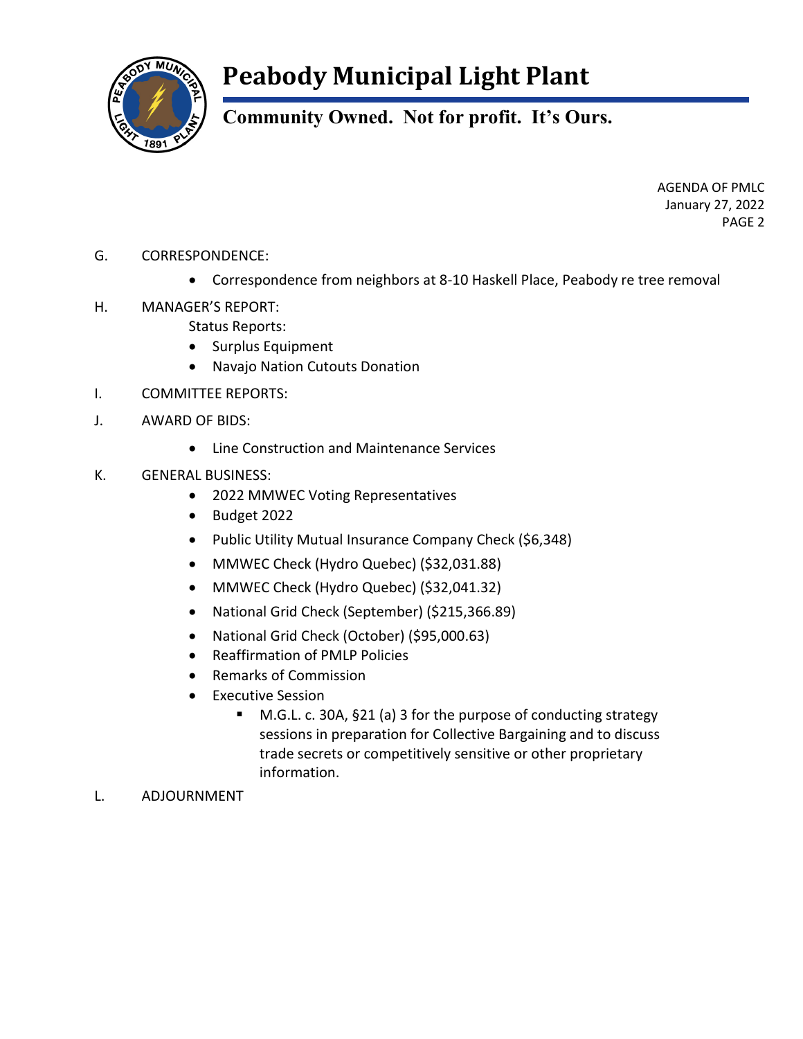AGENDA OF PMLC
January 27, 2022

G. CORRESPONDENCE:

- Correspondence from neighbors at 8-10 Haskell Place, Peabody re tree removal

H. MANAGER'S REPORT:

Status Reports:

- Surplus Equipment
- Navajo Nation Cutouts Donation

I. COMMITTEE REPORTS:

J. AWARD OF BIDS:

- Line Construction and Maintenance Services

K. GENERAL BUSINESS:

- 2022 MMWEC Voting Representatives
- Budget 2022
- Public Utility Mutual Insurance Company Check ($6,348)
- MMWEC Check (Hydro Quebec) ($32,031.88)
- MMWEC Check (Hydro Quebec) ($32,041.32)
- National Grid Check (September) ($215,366.89)
- National Grid Check (October) ($95,000.63)
- Reaffirmation of PMLP Policies
- Remarks of Commission
- Executive Session
  - M.G.L. c. 30A, §21 (a) 3 for the purpose of conducting strategy sessions in preparation for Collective Bargaining and to discuss trade secrets or competitively sensitive or other proprietary information.

L. ADJOURNMENT